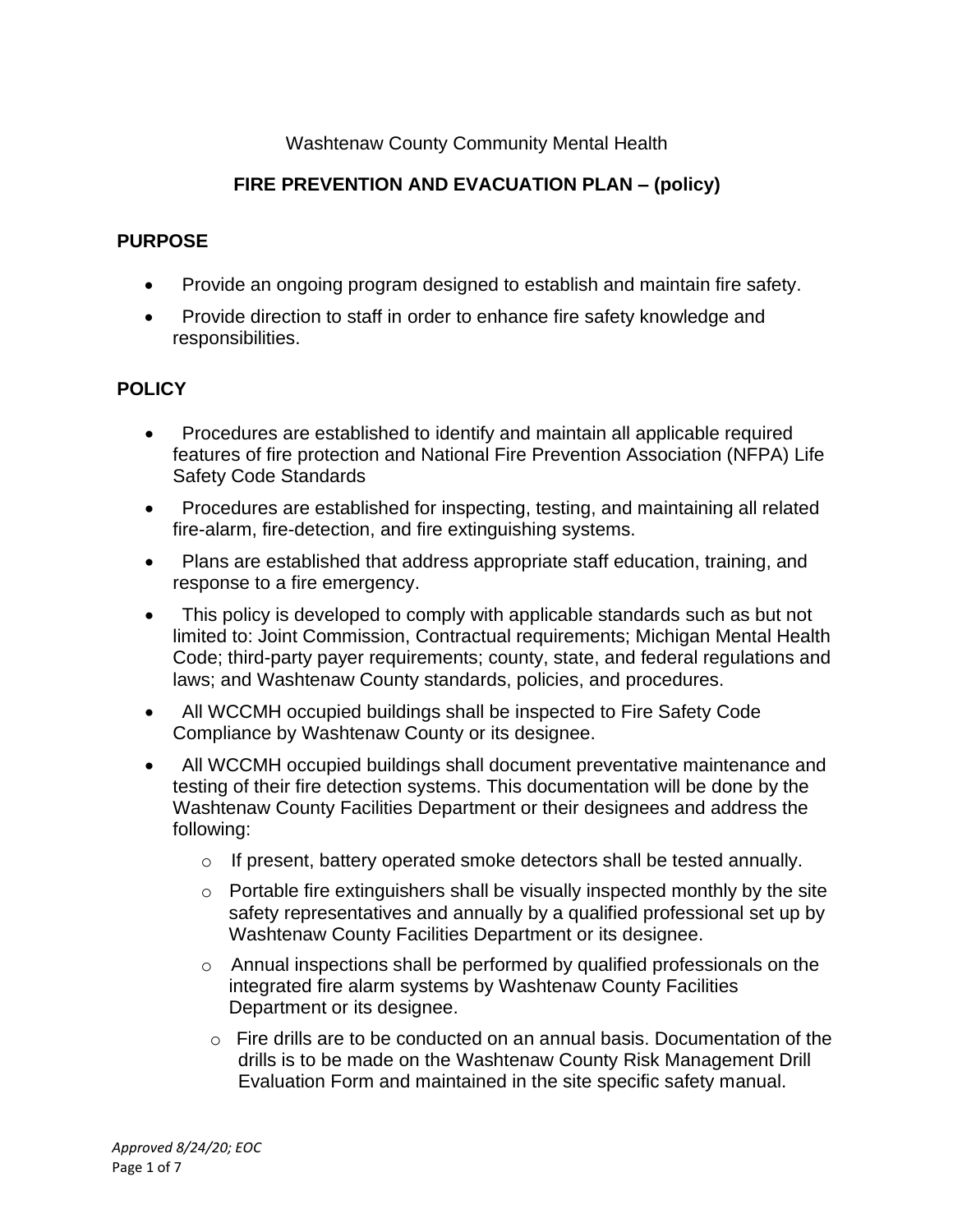Washtenaw County Community Mental Health

# FIRE PREVENTION AND EVACUATION PLAN – (policy)

## PURPOSE

- Provide an ongoing program designed to establish and maintain fire safety.
- Provide direction to staff in order to enhance fire safety knowledge and responsibilities.

## POLICY

- Procedures are established to identify and maintain all applicable required features of fire protection and National Fire Prevention Association (NFPA) Life Safety Code Standards
- Procedures are established for inspecting, testing, and maintaining all related fire-alarm, fire-detection, and fire extinguishing systems.
- Plans are established that address appropriate staff education, training, and response to a fire emergency.
- This policy is developed to comply with applicable standards such as but not limited to: Joint Commission, Contractual requirements; Michigan Mental Health Code; third-party payer requirements; county, state, and federal regulations and laws; and Washtenaw County standards, policies, and procedures.
- All WCCMH occupied buildings shall be inspected to Fire Safety Code Compliance by Washtenaw County or its designee.
- All WCCMH occupied buildings shall document preventative maintenance and testing of their fire detection systems. This documentation will be done by the Washtenaw County Facilities Department or their designees and address the following:
    - If present, battery operated smoke detectors shall be tested annually.
    - Portable fire extinguishers shall be visually inspected monthly by the site safety representatives and annually by a qualified professional set up by Washtenaw County Facilities Department or its designee.
    - Annual inspections shall be performed by qualified professionals on the integrated fire alarm systems by Washtenaw County Facilities Department or its designee.
    - Fire drills are to be conducted on an annual basis. Documentation of the drills is to be made on the Washtenaw County Risk Management Drill Evaluation Form and maintained in the site specific safety manual.

*Approved 8/24/20; EOC*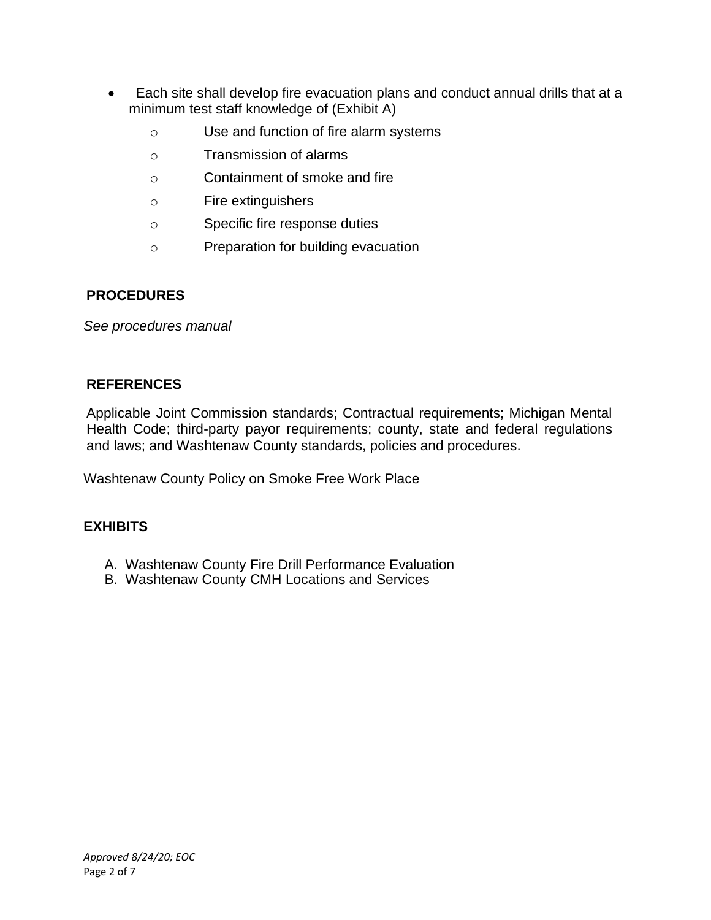- Each site shall develop fire evacuation plans and conduct annual drills that at a minimum test staff knowledge of (Exhibit A)
  - Use and function of fire alarm systems
  - Transmission of alarms
  - Containment of smoke and fire
  - Fire extinguishers
  - Specific fire response duties
  - Preparation for building evacuation

## PROCEDURES

*See procedures manual*

## REFERENCES

Applicable Joint Commission standards; Contractual requirements; Michigan Mental Health Code; third-party payor requirements; county, state and federal regulations and laws; and Washtenaw County standards, policies and procedures.

Washtenaw County Policy on Smoke Free Work Place

## EXHIBITS

A. Washtenaw County Fire Drill Performance Evaluation
B. Washtenaw County CMH Locations and Services

*Approved 8/24/20; EOC*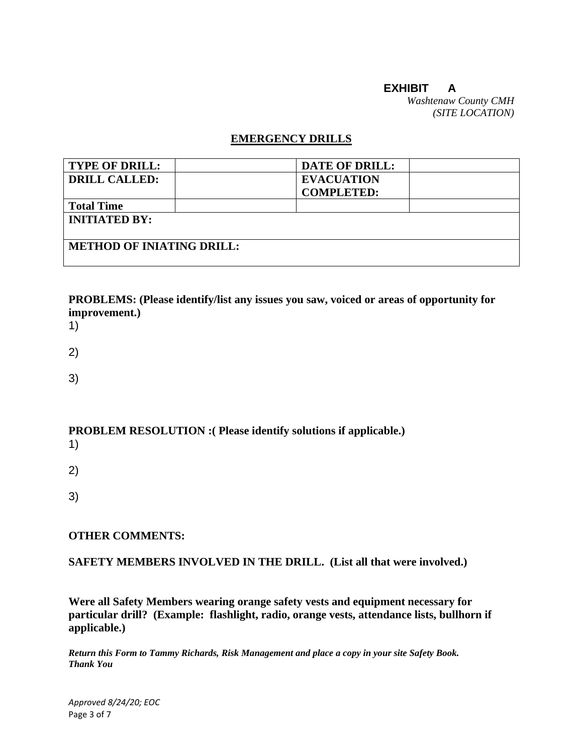**EXHIBIT A**

*Washtenaw County CMH*
*(SITE LOCATION)*

## EMERGENCY DRILLS

| TYPE OF DRILL: | | DATE OF DRILL: | |
|---|---|---|---|
| DRILL CALLED: | | EVACUATION COMPLETED: | |
| Total Time | | | |
| INITIATED BY: | | | |
| METHOD OF INIATING DRILL: | | | |

**PROBLEMS: (Please identify/list any issues you saw, voiced or areas of opportunity for improvement.)**

1)

2)

3)

**PROBLEM RESOLUTION :( Please identify solutions if applicable.)**

1)

2)

3)

**OTHER COMMENTS:**

**SAFETY MEMBERS INVOLVED IN THE DRILL. (List all that were involved.)**

**Were all Safety Members wearing orange safety vests and equipment necessary for particular drill? (Example: flashlight, radio, orange vests, attendance lists, bullhorn if applicable.)**

***Return this Form to Tammy Richards, Risk Management and place a copy in your site Safety Book. Thank You***

*Approved 8/24/20; EOC*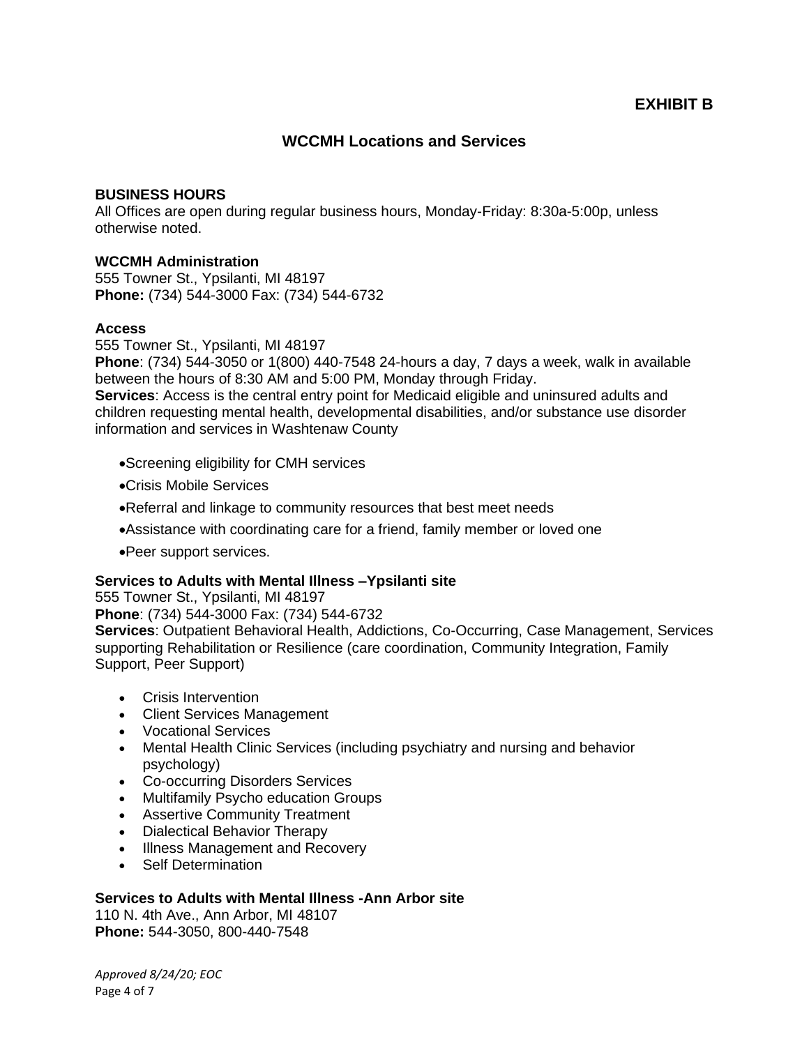**EXHIBIT B**

## WCCMH Locations and Services

**BUSINESS HOURS**
All Offices are open during regular business hours, Monday-Friday: 8:30a-5:00p, unless otherwise noted.

**WCCMH Administration**
555 Towner St., Ypsilanti, MI 48197
**Phone:** (734) 544-3000 Fax: (734) 544-6732

**Access**
555 Towner St., Ypsilanti, MI 48197
**Phone**: (734) 544-3050 or 1(800) 440-7548 24-hours a day, 7 days a week, walk in available between the hours of 8:30 AM and 5:00 PM, Monday through Friday.
**Services**: Access is the central entry point for Medicaid eligible and uninsured adults and children requesting mental health, developmental disabilities, and/or substance use disorder information and services in Washtenaw County

- Screening eligibility for CMH services
- Crisis Mobile Services
- Referral and linkage to community resources that best meet needs
- Assistance with coordinating care for a friend, family member or loved one
- Peer support services.

**Services to Adults with Mental Illness –Ypsilanti site**
555 Towner St., Ypsilanti, MI 48197
**Phone**: (734) 544-3000 Fax: (734) 544-6732
**Services**: Outpatient Behavioral Health, Addictions, Co-Occurring, Case Management, Services supporting Rehabilitation or Resilience (care coordination, Community Integration, Family Support, Peer Support)

- Crisis Intervention
- Client Services Management
- Vocational Services
- Mental Health Clinic Services (including psychiatry and nursing and behavior psychology)
- Co-occurring Disorders Services
- Multifamily Psycho education Groups
- Assertive Community Treatment
- Dialectical Behavior Therapy
- Illness Management and Recovery
- Self Determination

**Services to Adults with Mental Illness -Ann Arbor site**
110 N. 4th Ave., Ann Arbor, MI 48107
**Phone:** 544-3050, 800-440-7548

*Approved 8/24/20; EOC*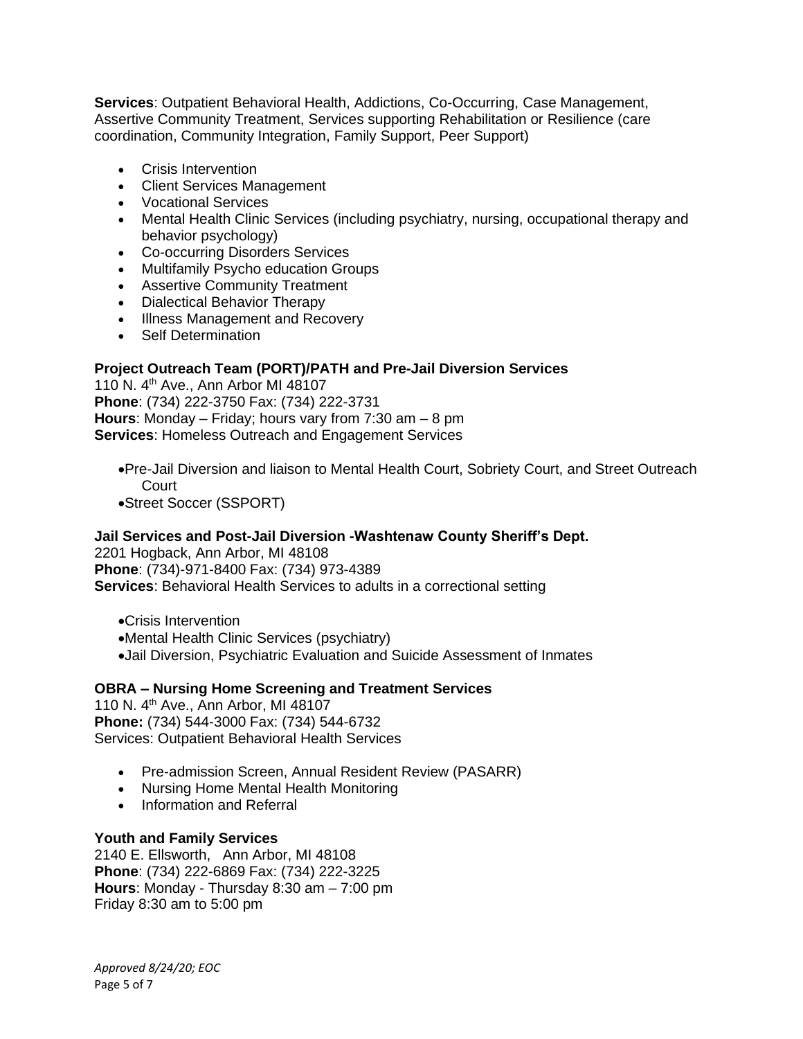**Services**: Outpatient Behavioral Health, Addictions, Co-Occurring, Case Management, Assertive Community Treatment, Services supporting Rehabilitation or Resilience (care coordination, Community Integration, Family Support, Peer Support)

- Crisis Intervention
- Client Services Management
- Vocational Services
- Mental Health Clinic Services (including psychiatry, nursing, occupational therapy and behavior psychology)
- Co-occurring Disorders Services
- Multifamily Psycho education Groups
- Assertive Community Treatment
- Dialectical Behavior Therapy
- Illness Management and Recovery
- Self Determination

**Project Outreach Team (PORT)/PATH and Pre-Jail Diversion Services**
110 N. 4th Ave., Ann Arbor MI 48107
**Phone**: (734) 222-3750 Fax: (734) 222-3731
**Hours**: Monday – Friday; hours vary from 7:30 am – 8 pm
**Services**: Homeless Outreach and Engagement Services

- Pre-Jail Diversion and liaison to Mental Health Court, Sobriety Court, and Street Outreach Court
- Street Soccer (SSPORT)

**Jail Services and Post-Jail Diversion -Washtenaw County Sheriff's Dept.**
2201 Hogback, Ann Arbor, MI 48108
**Phone**: (734)-971-8400 Fax: (734) 973-4389
**Services**: Behavioral Health Services to adults in a correctional setting

- Crisis Intervention
- Mental Health Clinic Services (psychiatry)
- Jail Diversion, Psychiatric Evaluation and Suicide Assessment of Inmates

**OBRA – Nursing Home Screening and Treatment Services**
110 N. 4th Ave., Ann Arbor, MI 48107
**Phone:** (734) 544-3000 Fax: (734) 544-6732
Services: Outpatient Behavioral Health Services

- Pre-admission Screen, Annual Resident Review (PASARR)
- Nursing Home Mental Health Monitoring
- Information and Referral

**Youth and Family Services**
2140 E. Ellsworth, Ann Arbor, MI 48108
**Phone**: (734) 222-6869 Fax: (734) 222-3225
**Hours**: Monday - Thursday 8:30 am – 7:00 pm
Friday 8:30 am to 5:00 pm

*Approved 8/24/20; EOC*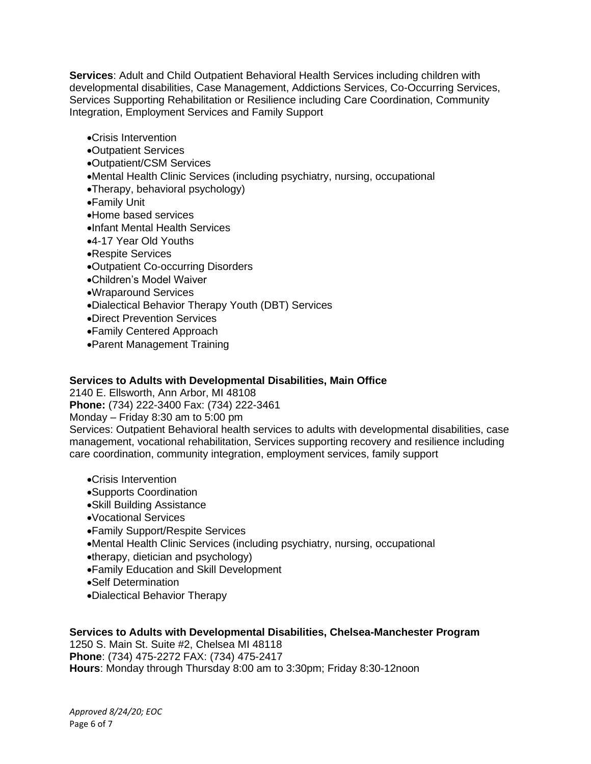**Services**: Adult and Child Outpatient Behavioral Health Services including children with developmental disabilities, Case Management, Addictions Services, Co-Occurring Services, Services Supporting Rehabilitation or Resilience including Care Coordination, Community Integration, Employment Services and Family Support

- Crisis Intervention
- Outpatient Services
- Outpatient/CSM Services
- Mental Health Clinic Services (including psychiatry, nursing, occupational
- Therapy, behavioral psychology)
- Family Unit
- Home based services
- Infant Mental Health Services
- 4-17 Year Old Youths
- Respite Services
- Outpatient Co-occurring Disorders
- Children's Model Waiver
- Wraparound Services
- Dialectical Behavior Therapy Youth (DBT) Services
- Direct Prevention Services
- Family Centered Approach
- Parent Management Training

**Services to Adults with Developmental Disabilities, Main Office**

2140 E. Ellsworth, Ann Arbor, MI 48108
**Phone:** (734) 222-3400 Fax: (734) 222-3461
Monday – Friday 8:30 am to 5:00 pm
Services: Outpatient Behavioral health services to adults with developmental disabilities, case management, vocational rehabilitation, Services supporting recovery and resilience including care coordination, community integration, employment services, family support

- Crisis Intervention
- Supports Coordination
- Skill Building Assistance
- Vocational Services
- Family Support/Respite Services
- Mental Health Clinic Services (including psychiatry, nursing, occupational
- therapy, dietician and psychology)
- Family Education and Skill Development
- Self Determination
- Dialectical Behavior Therapy

**Services to Adults with Developmental Disabilities, Chelsea-Manchester Program**

1250 S. Main St. Suite #2, Chelsea MI 48118
**Phone**: (734) 475-2272 FAX: (734) 475-2417
**Hours**: Monday through Thursday 8:00 am to 3:30pm; Friday 8:30-12noon

*Approved 8/24/20; EOC*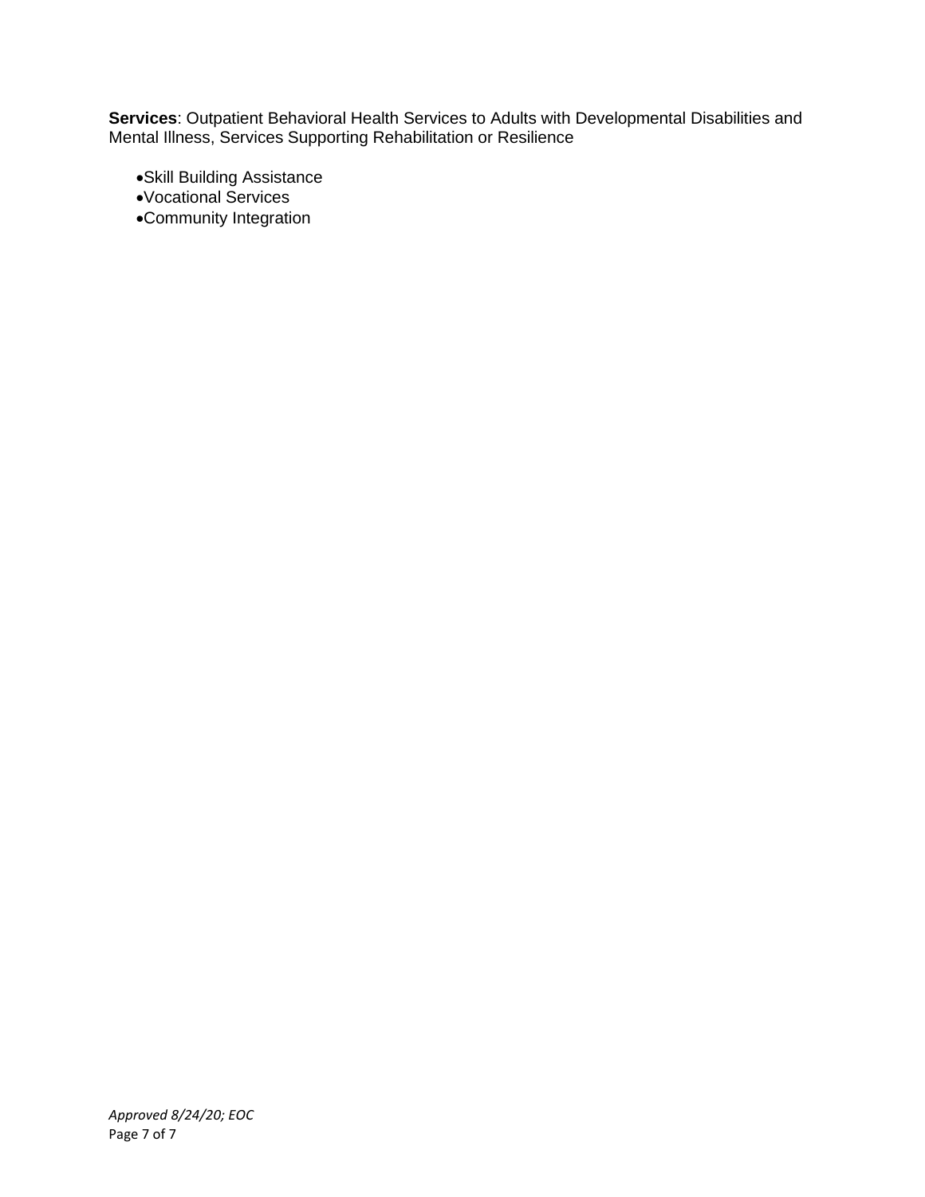**Services**: Outpatient Behavioral Health Services to Adults with Developmental Disabilities and Mental Illness, Services Supporting Rehabilitation or Resilience

- Skill Building Assistance
- Vocational Services
- Community Integration

*Approved 8/24/20; EOC*